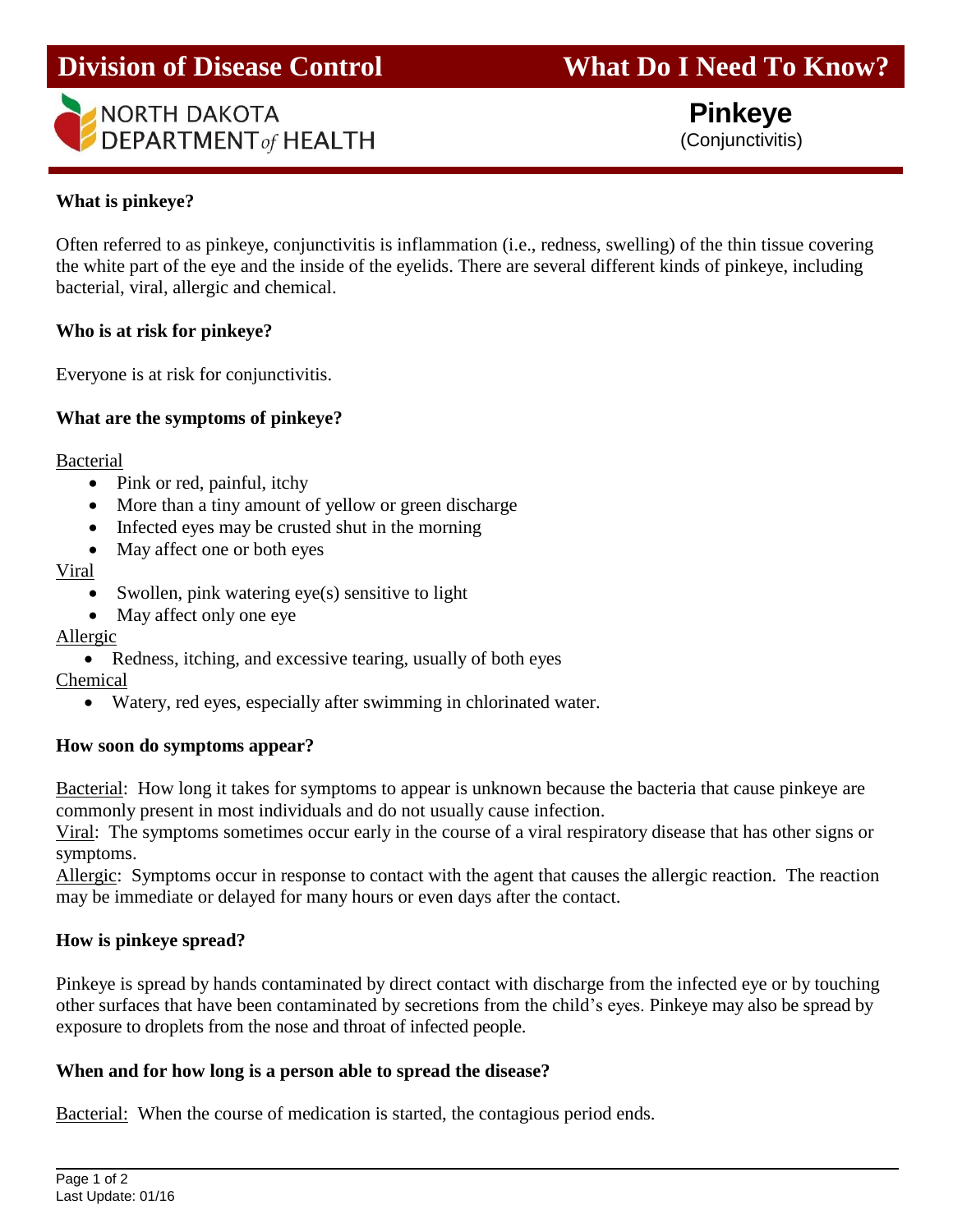# Division of Discease Control

Division of Disease Control | What Do I Need To Know?

NORTH DAKOTA DEPARTMENT of HEALTH

## Pinkeye

(Conjunctivitis)

**What is pinkeye?**

Often referred to as pinkeye, conjunctivitis is inflammation (i.e., redness, swelling) of the thin tissue covering the white part of the eye and the inside of the eyelids. There are several different kinds of pinkeye, including bacterial, viral, allergic and chemical.

**Who is at risk for pinkeye?**

Everyone is at risk for conjunctivitis.

**What are the symptoms of pinkeye?**

<u>Bacterial</u>

- Pink or red, painful, itchy
- More than a tiny amount of yellow or green discharge
- Infected eyes may be crusted shut in the morning
- May affect one or both eyes

<u>Viral</u>

- Swollen, pink watering eye(s) sensitive to light
- May affect only one eye

<u>Allergic</u>

- Redness, itching, and excessive tearing, usually of both eyes

<u>Chemical</u>

- Watery, red eyes, especially after swimming in chlorinated water.

**How soon do symptoms appear?**

<u>Bacterial</u>: How long it takes for symptoms to appear is unknown because the bacteria that cause pinkeye are commonly present in most individuals and do not usually cause infection.
<u>Viral</u>: The symptoms sometimes occur early in the course of a viral respiratory disease that has other signs or symptoms.
<u>Allergic</u>: Symptoms occur in response to contact with the agent that causes the allergic reaction. The reaction may be immediate or delayed for many hours or even days after the contact.

**How is pinkeye spread?**

Pinkeye is spread by hands contaminated by direct contact with discharge from the infected eye or by touching other surfaces that have been contaminated by secretions from the child's eyes. Pinkeye may also be spread by exposure to droplets from the nose and throat of infected people.

**When and for how long is a person able to spread the disease?**

<u>Bacterial:</u> When the course of medication is started, the contagious period ends.

Last Update: 01/16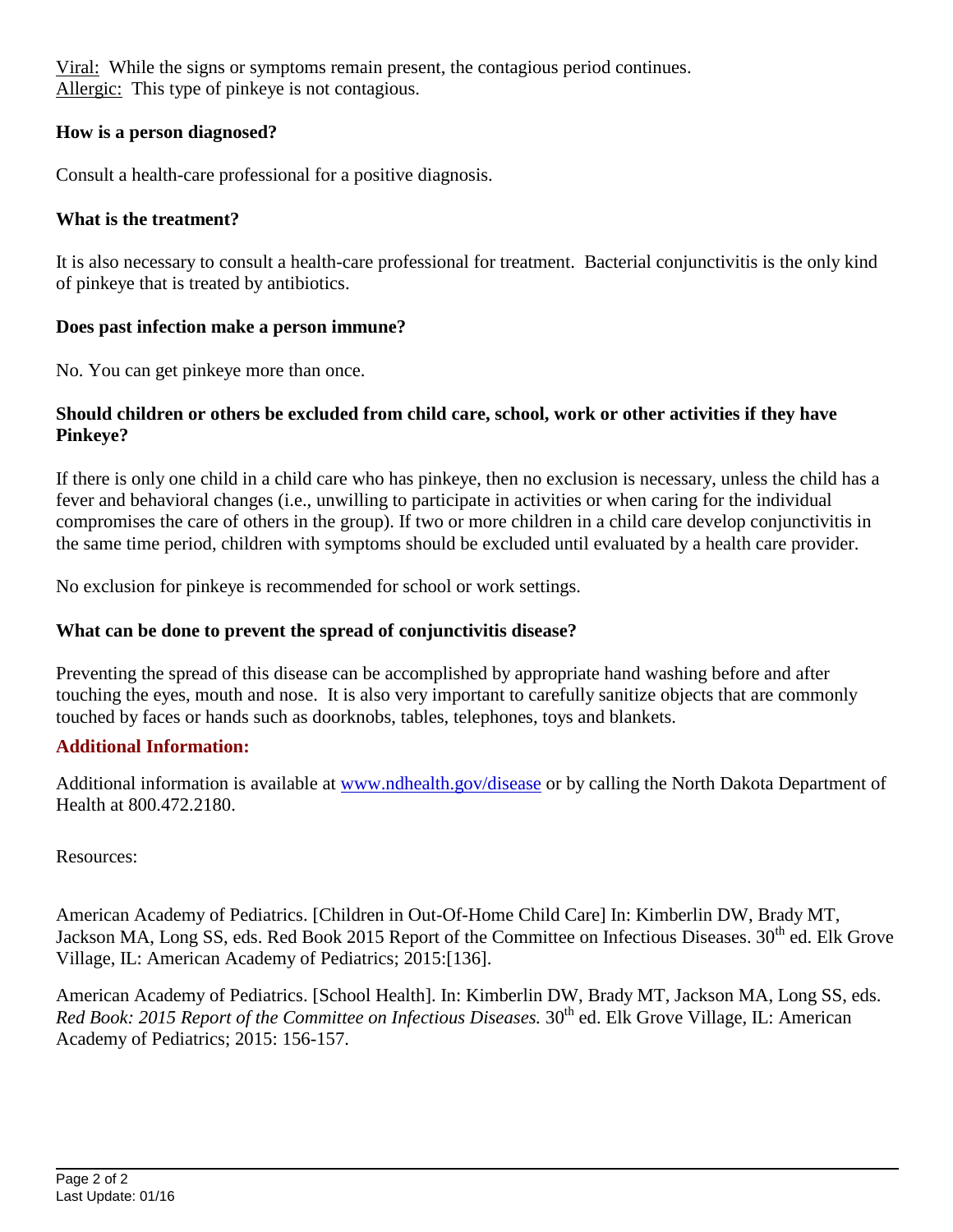Viral: While the signs or symptoms remain present, the contagious period continues.
Allergic: This type of pinkeye is not contagious.

**How is a person diagnosed?**

Consult a health-care professional for a positive diagnosis.

**What is the treatment?**

It is also necessary to consult a health-care professional for treatment. Bacterial conjunctivitis is the only kind of pinkeye that is treated by antibiotics.

**Does past infection make a person immune?**

No. You can get pinkeye more than once.

**Should children or others be excluded from child care, school, work or other activities if they have Pinkeye?**

If there is only one child in a child care who has pinkeye, then no exclusion is necessary, unless the child has a fever and behavioral changes (i.e., unwilling to participate in activities or when caring for the individual compromises the care of others in the group). If two or more children in a child care develop conjunctivitis in the same time period, children with symptoms should be excluded until evaluated by a health care provider.

No exclusion for pinkeye is recommended for school or work settings.

**What can be done to prevent the spread of conjunctivitis disease?**

Preventing the spread of this disease can be accomplished by appropriate hand washing before and after touching the eyes, mouth and nose. It is also very important to carefully sanitize objects that are commonly touched by faces or hands such as doorknobs, tables, telephones, toys and blankets.

**Additional Information:**

Additional information is available at [www.ndhealth.gov/disease](http://www.ndhealth.gov/disease) or by calling the North Dakota Department of Health at 800.472.2180.

Resources:

American Academy of Pediatrics. [Children in Out-Of-Home Child Care] In: Kimberlin DW, Brady MT, Jackson MA, Long SS, eds. Red Book 2015 Report of the Committee on Infectious Diseases. 30th ed. Elk Grove Village, IL: American Academy of Pediatrics; 2015:[136].

American Academy of Pediatrics. [School Health]. In: Kimberlin DW, Brady MT, Jackson MA, Long SS, eds. *Red Book: 2015 Report of the Committee on Infectious Diseases.* 30th ed. Elk Grove Village, IL: American Academy of Pediatrics; 2015: 156-157.

Last Update: 01/16